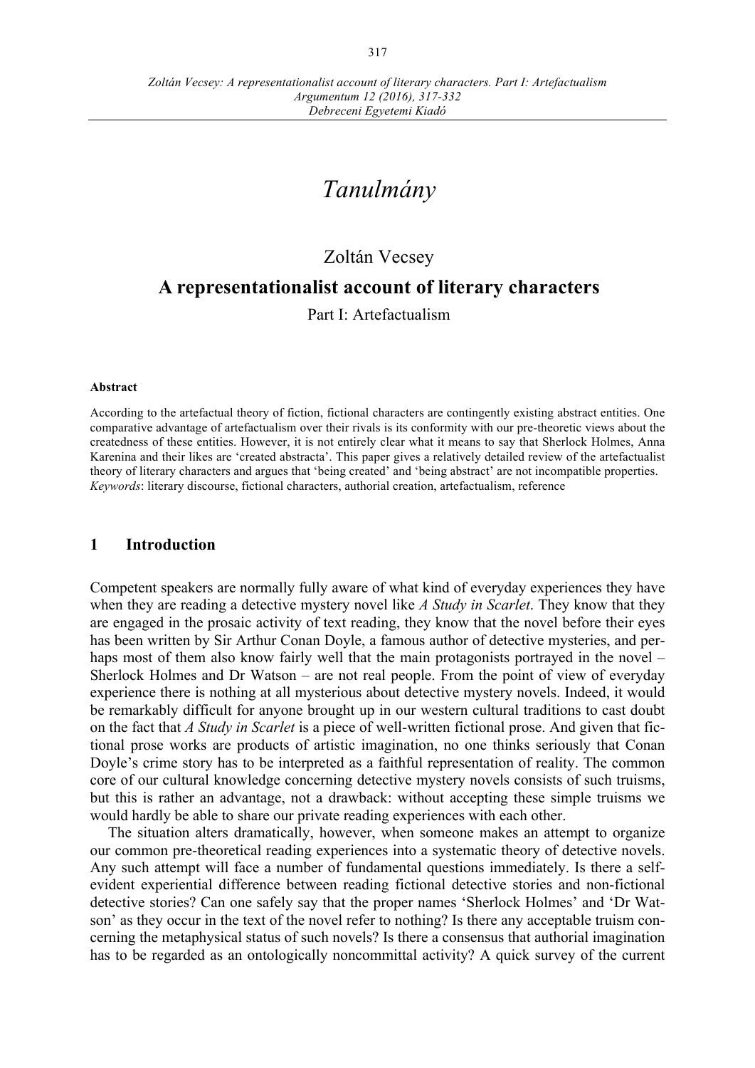# *Tanulmány*

Zoltán Vecsey

## A representationalist account of literary characters

Part I: Artefactualism

**Abstract**

According to the artefactual theory of fiction, fictional characters are contingently existing abstract entities. One comparative advantage of artefactualism over their rivals is its conformity with our pre-theoretic views about the createdness of these entities. However, it is not entirely clear what it means to say that Sherlock Holmes, Anna Karenina and their likes are 'created abstracta'. This paper gives a relatively detailed review of the artefactualist theory of literary characters and argues that 'being created' and 'being abstract' are not incompatible properties.

*Keywords*: literary discourse, fictional characters, authorial creation, artefactualism, reference

## 1 Introduction

Competent speakers are normally fully aware of what kind of everyday experiences they have when they are reading a detective mystery novel like *A Study in Scarlet*. They know that they are engaged in the prosaic activity of text reading, they know that the novel before their eyes has been written by Sir Arthur Conan Doyle, a famous author of detective mysteries, and perhaps most of them also know fairly well that the main protagonists portrayed in the novel – Sherlock Holmes and Dr Watson – are not real people. From the point of view of everyday experience there is nothing at all mysterious about detective mystery novels. Indeed, it would be remarkably difficult for anyone brought up in our western cultural traditions to cast doubt on the fact that *A Study in Scarlet* is a piece of well-written fictional prose. And given that fictional prose works are products of artistic imagination, no one thinks seriously that Conan Doyle's crime story has to be interpreted as a faithful representation of reality. The common core of our cultural knowledge concerning detective mystery novels consists of such truisms, but this is rather an advantage, not a drawback: without accepting these simple truisms we would hardly be able to share our private reading experiences with each other.

The situation alters dramatically, however, when someone makes an attempt to organize our common pre-theoretical reading experiences into a systematic theory of detective novels. Any such attempt will face a number of fundamental questions immediately. Is there a self-evident experiential difference between reading fictional detective stories and non-fictional detective stories? Can one safely say that the proper names 'Sherlock Holmes' and 'Dr Watson' as they occur in the text of the novel refer to nothing? Is there any acceptable truism concerning the metaphysical status of such novels? Is there a consensus that authorial imagination has to be regarded as an ontologically noncommittal activity? A quick survey of the current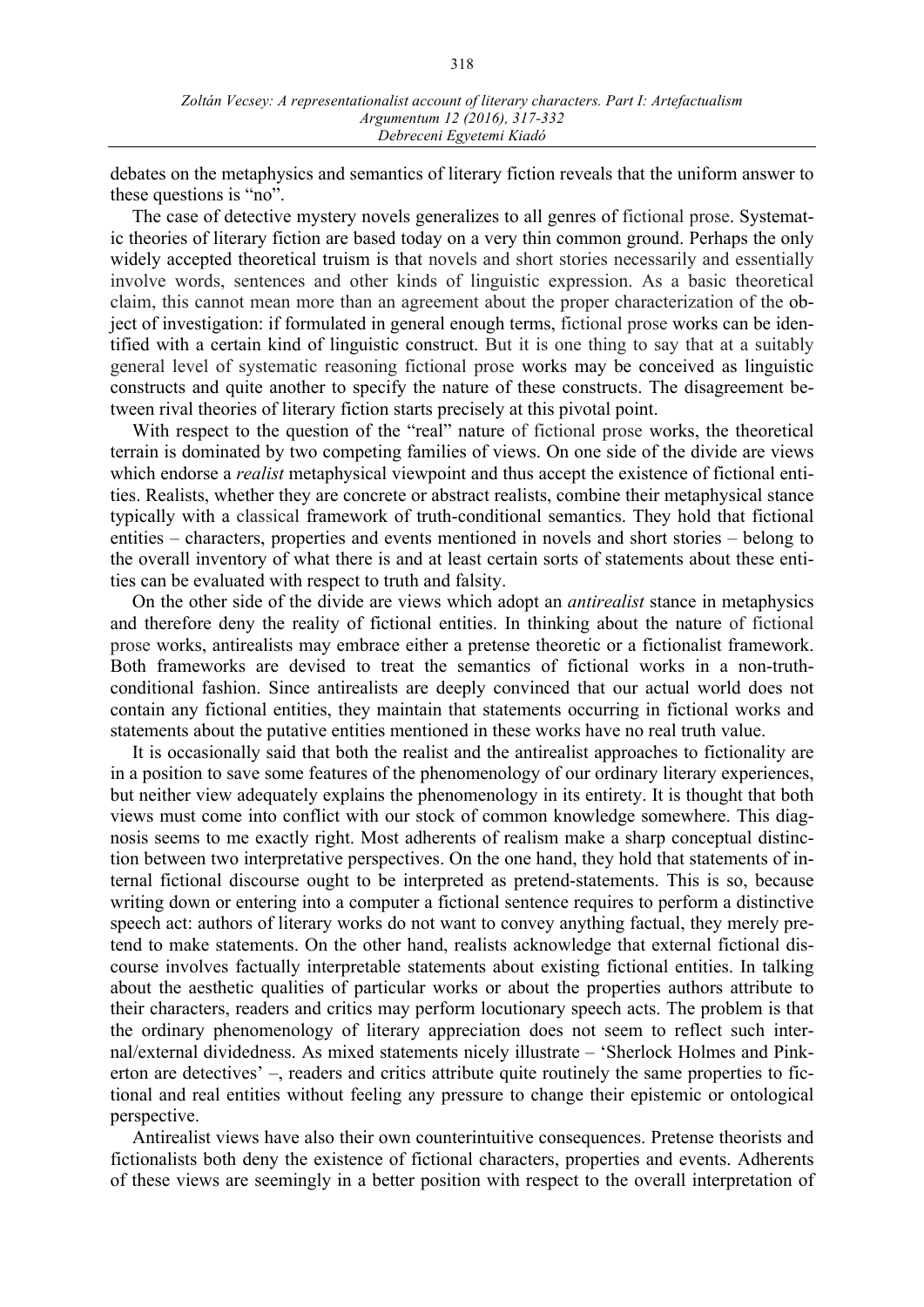debates on the metaphysics and semantics of literary fiction reveals that the uniform answer to these questions is "no".

The case of detective mystery novels generalizes to all genres of fictional prose. Systematic theories of literary fiction are based today on a very thin common ground. Perhaps the only widely accepted theoretical truism is that novels and short stories necessarily and essentially involve words, sentences and other kinds of linguistic expression. As a basic theoretical claim, this cannot mean more than an agreement about the proper characterization of the object of investigation: if formulated in general enough terms, fictional prose works can be identified with a certain kind of linguistic construct. But it is one thing to say that at a suitably general level of systematic reasoning fictional prose works may be conceived as linguistic constructs and quite another to specify the nature of these constructs. The disagreement between rival theories of literary fiction starts precisely at this pivotal point.

With respect to the question of the "real" nature of fictional prose works, the theoretical terrain is dominated by two competing families of views. On one side of the divide are views which endorse a *realist* metaphysical viewpoint and thus accept the existence of fictional entities. Realists, whether they are concrete or abstract realists, combine their metaphysical stance typically with a classical framework of truth-conditional semantics. They hold that fictional entities – characters, properties and events mentioned in novels and short stories – belong to the overall inventory of what there is and at least certain sorts of statements about these entities can be evaluated with respect to truth and falsity.

On the other side of the divide are views which adopt an *antirealist* stance in metaphysics and therefore deny the reality of fictional entities. In thinking about the nature of fictional prose works, antirealists may embrace either a pretense theoretic or a fictionalist framework. Both frameworks are devised to treat the semantics of fictional works in a non-truth-conditional fashion. Since antirealists are deeply convinced that our actual world does not contain any fictional entities, they maintain that statements occurring in fictional works and statements about the putative entities mentioned in these works have no real truth value.

It is occasionally said that both the realist and the antirealist approaches to fictionality are in a position to save some features of the phenomenology of our ordinary literary experiences, but neither view adequately explains the phenomenology in its entirety. It is thought that both views must come into conflict with our stock of common knowledge somewhere. This diagnosis seems to me exactly right. Most adherents of realism make a sharp conceptual distinction between two interpretative perspectives. On the one hand, they hold that statements of internal fictional discourse ought to be interpreted as pretend-statements. This is so, because writing down or entering into a computer a fictional sentence requires to perform a distinctive speech act: authors of literary works do not want to convey anything factual, they merely pretend to make statements. On the other hand, realists acknowledge that external fictional discourse involves factually interpretable statements about existing fictional entities. In talking about the aesthetic qualities of particular works or about the properties authors attribute to their characters, readers and critics may perform locutionary speech acts. The problem is that the ordinary phenomenology of literary appreciation does not seem to reflect such internal/external dividedness. As mixed statements nicely illustrate – 'Sherlock Holmes and Pinkerton are detectives' –, readers and critics attribute quite routinely the same properties to fictional and real entities without feeling any pressure to change their epistemic or ontological perspective.

Antirealist views have also their own counterintuitive consequences. Pretense theorists and fictionalists both deny the existence of fictional characters, properties and events. Adherents of these views are seemingly in a better position with respect to the overall interpretation of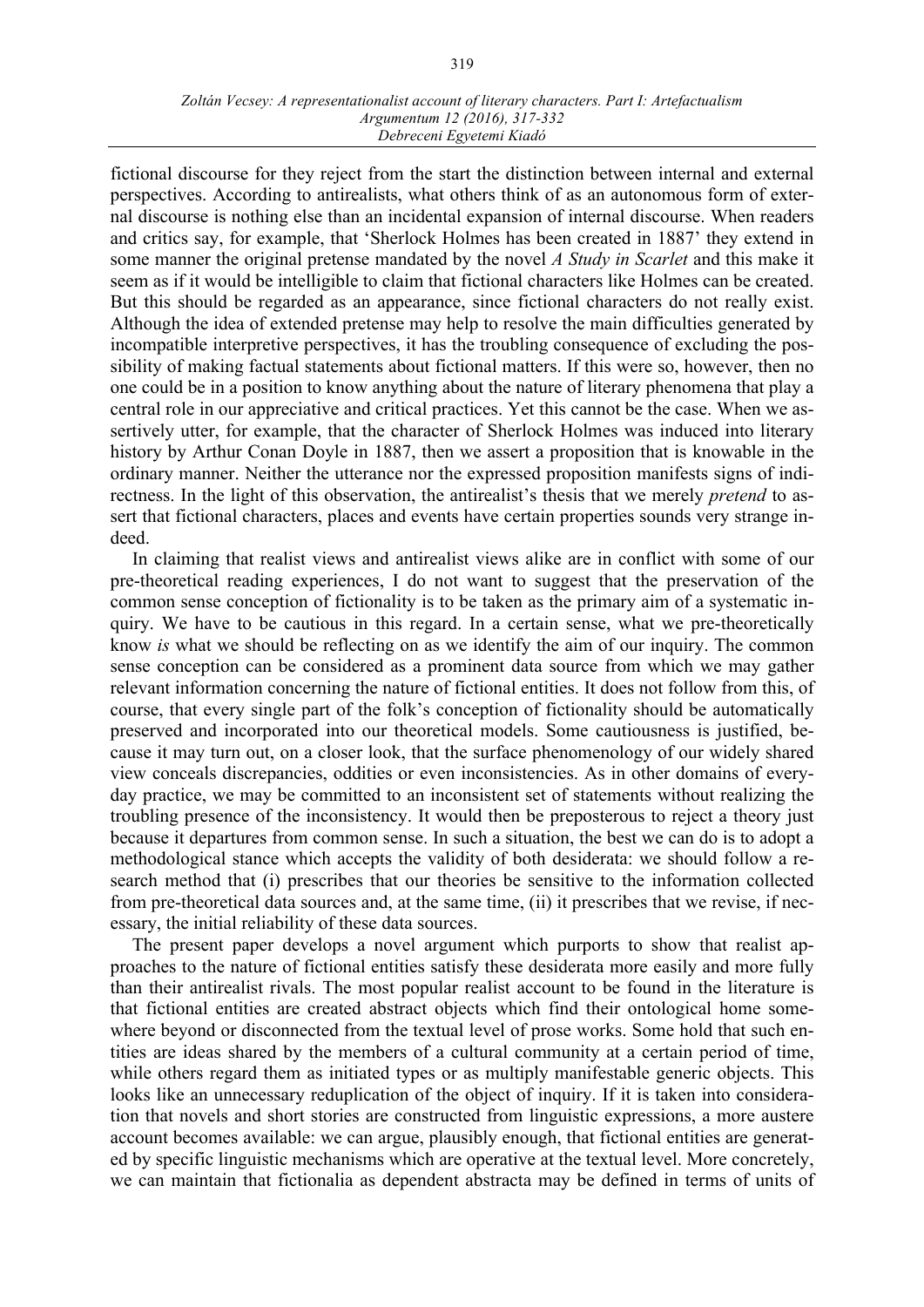fictional discourse for they reject from the start the distinction between internal and external perspectives. According to antirealists, what others think of as an autonomous form of external discourse is nothing else than an incidental expansion of internal discourse. When readers and critics say, for example, that 'Sherlock Holmes has been created in 1887' they extend in some manner the original pretense mandated by the novel *A Study in Scarlet* and this make it seem as if it would be intelligible to claim that fictional characters like Holmes can be created. But this should be regarded as an appearance, since fictional characters do not really exist. Although the idea of extended pretense may help to resolve the main difficulties generated by incompatible interpretive perspectives, it has the troubling consequence of excluding the possibility of making factual statements about fictional matters. If this were so, however, then no one could be in a position to know anything about the nature of literary phenomena that play a central role in our appreciative and critical practices. Yet this cannot be the case. When we assertively utter, for example, that the character of Sherlock Holmes was induced into literary history by Arthur Conan Doyle in 1887, then we assert a proposition that is knowable in the ordinary manner. Neither the utterance nor the expressed proposition manifests signs of indirectness. In the light of this observation, the antirealist's thesis that we merely *pretend* to assert that fictional characters, places and events have certain properties sounds very strange indeed.

In claiming that realist views and antirealist views alike are in conflict with some of our pre-theoretical reading experiences, I do not want to suggest that the preservation of the common sense conception of fictionality is to be taken as the primary aim of a systematic inquiry. We have to be cautious in this regard. In a certain sense, what we pre-theoretically know *is* what we should be reflecting on as we identify the aim of our inquiry. The common sense conception can be considered as a prominent data source from which we may gather relevant information concerning the nature of fictional entities. It does not follow from this, of course, that every single part of the folk's conception of fictionality should be automatically preserved and incorporated into our theoretical models. Some cautiousness is justified, because it may turn out, on a closer look, that the surface phenomenology of our widely shared view conceals discrepancies, oddities or even inconsistencies. As in other domains of everyday practice, we may be committed to an inconsistent set of statements without realizing the troubling presence of the inconsistency. It would then be preposterous to reject a theory just because it departures from common sense. In such a situation, the best we can do is to adopt a methodological stance which accepts the validity of both desiderata: we should follow a research method that (i) prescribes that our theories be sensitive to the information collected from pre-theoretical data sources and, at the same time, (ii) it prescribes that we revise, if necessary, the initial reliability of these data sources.

The present paper develops a novel argument which purports to show that realist approaches to the nature of fictional entities satisfy these desiderata more easily and more fully than their antirealist rivals. The most popular realist account to be found in the literature is that fictional entities are created abstract objects which find their ontological home somewhere beyond or disconnected from the textual level of prose works. Some hold that such entities are ideas shared by the members of a cultural community at a certain period of time, while others regard them as initiated types or as multiply manifestable generic objects. This looks like an unnecessary reduplication of the object of inquiry. If it is taken into consideration that novels and short stories are constructed from linguistic expressions, a more austere account becomes available: we can argue, plausibly enough, that fictional entities are generated by specific linguistic mechanisms which are operative at the textual level. More concretely, we can maintain that fictionalia as dependent abstracta may be defined in terms of units of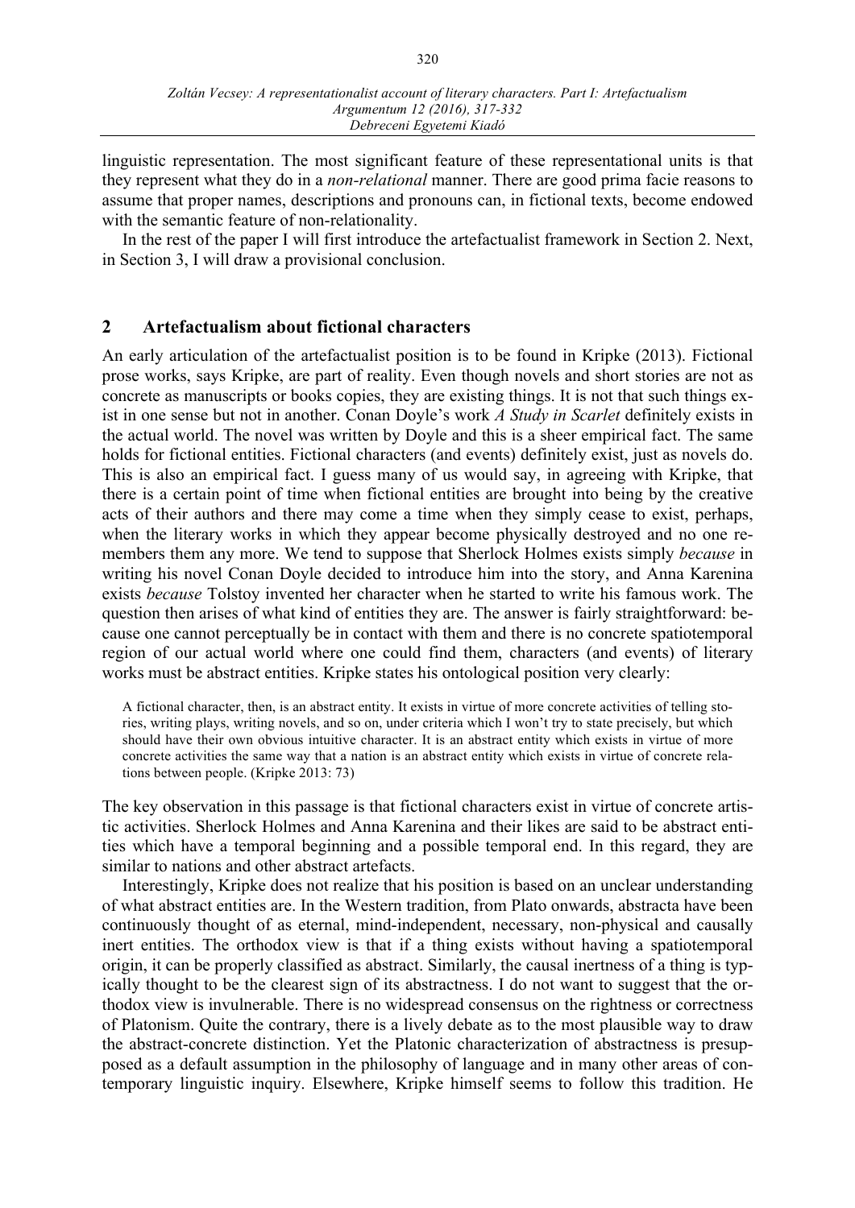linguistic representation. The most significant feature of these representational units is that they represent what they do in a *non-relational* manner. There are good prima facie reasons to assume that proper names, descriptions and pronouns can, in fictional texts, become endowed with the semantic feature of non-relationality.

In the rest of the paper I will first introduce the artefactualist framework in Section 2. Next, in Section 3, I will draw a provisional conclusion.

## 2 Artefactualism about fictional characters

An early articulation of the artefactualist position is to be found in Kripke (2013). Fictional prose works, says Kripke, are part of reality. Even though novels and short stories are not as concrete as manuscripts or books copies, they are existing things. It is not that such things exist in one sense but not in another. Conan Doyle's work *A Study in Scarlet* definitely exists in the actual world. The novel was written by Doyle and this is a sheer empirical fact. The same holds for fictional entities. Fictional characters (and events) definitely exist, just as novels do. This is also an empirical fact. I guess many of us would say, in agreeing with Kripke, that there is a certain point of time when fictional entities are brought into being by the creative acts of their authors and there may come a time when they simply cease to exist, perhaps, when the literary works in which they appear become physically destroyed and no one remembers them any more. We tend to suppose that Sherlock Holmes exists simply *because* in writing his novel Conan Doyle decided to introduce him into the story, and Anna Karenina exists *because* Tolstoy invented her character when he started to write his famous work. The question then arises of what kind of entities they are. The answer is fairly straightforward: because one cannot perceptually be in contact with them and there is no concrete spatiotemporal region of our actual world where one could find them, characters (and events) of literary works must be abstract entities. Kripke states his ontological position very clearly:

> A fictional character, then, is an abstract entity. It exists in virtue of more concrete activities of telling stories, writing plays, writing novels, and so on, under criteria which I won't try to state precisely, but which should have their own obvious intuitive character. It is an abstract entity which exists in virtue of more concrete activities the same way that a nation is an abstract entity which exists in virtue of concrete relations between people. (Kripke 2013: 73)

The key observation in this passage is that fictional characters exist in virtue of concrete artistic activities. Sherlock Holmes and Anna Karenina and their likes are said to be abstract entities which have a temporal beginning and a possible temporal end. In this regard, they are similar to nations and other abstract artefacts.

Interestingly, Kripke does not realize that his position is based on an unclear understanding of what abstract entities are. In the Western tradition, from Plato onwards, abstracta have been continuously thought of as eternal, mind-independent, necessary, non-physical and causally inert entities. The orthodox view is that if a thing exists without having a spatiotemporal origin, it can be properly classified as abstract. Similarly, the causal inertness of a thing is typically thought to be the clearest sign of its abstractness. I do not want to suggest that the orthodox view is invulnerable. There is no widespread consensus on the rightness or correctness of Platonism. Quite the contrary, there is a lively debate as to the most plausible way to draw the abstract-concrete distinction. Yet the Platonic characterization of abstractness is presupposed as a default assumption in the philosophy of language and in many other areas of contemporary linguistic inquiry. Elsewhere, Kripke himself seems to follow this tradition. He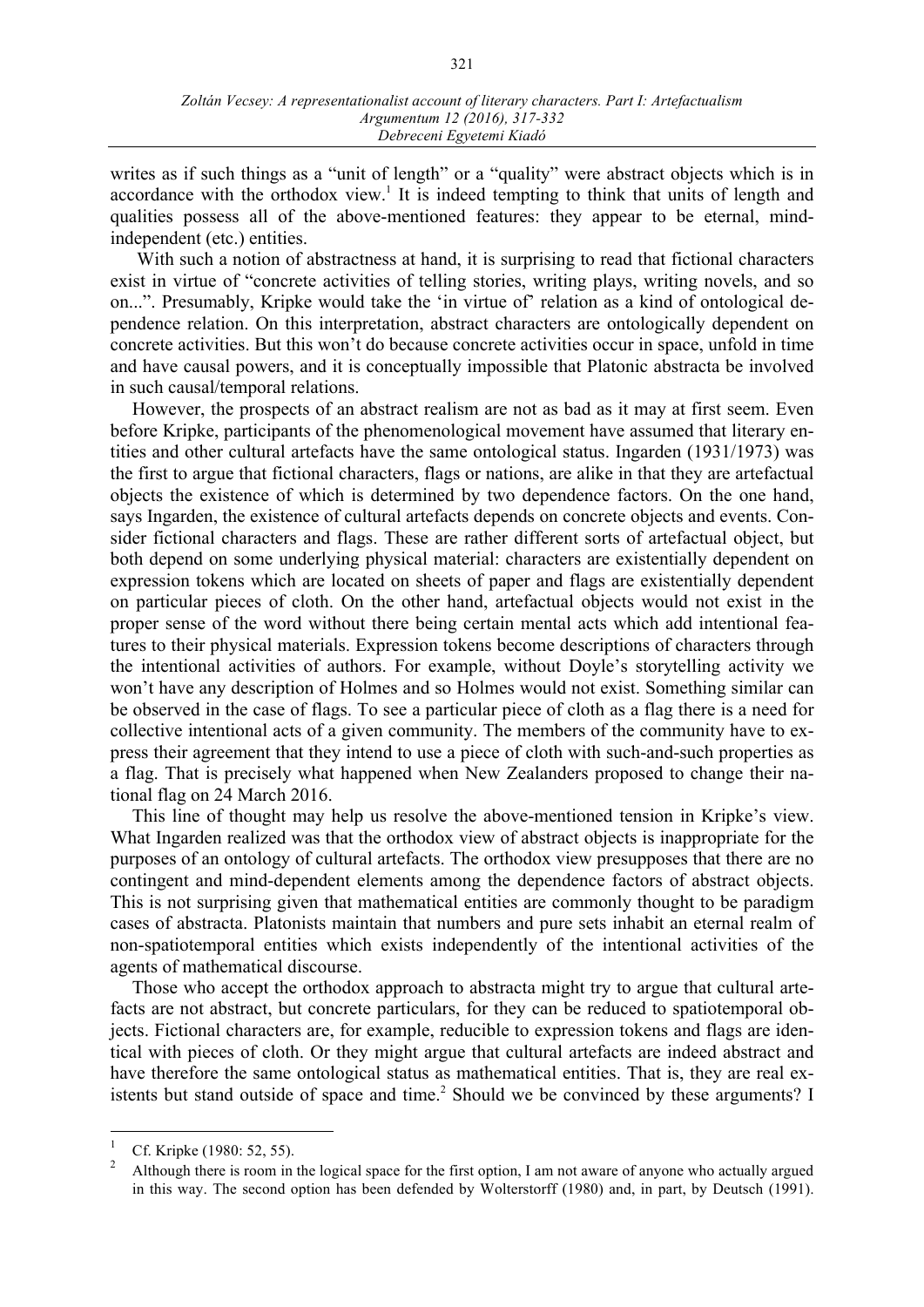writes as if such things as a "unit of length" or a "quality" were abstract objects which is in accordance with the orthodox view.[1] It is indeed tempting to think that units of length and qualities possess all of the above-mentioned features: they appear to be eternal, mind-independent (etc.) entities.

With such a notion of abstractness at hand, it is surprising to read that fictional characters exist in virtue of "concrete activities of telling stories, writing plays, writing novels, and so on...". Presumably, Kripke would take the 'in virtue of' relation as a kind of ontological dependence relation. On this interpretation, abstract characters are ontologically dependent on concrete activities. But this won't do because concrete activities occur in space, unfold in time and have causal powers, and it is conceptually impossible that Platonic abstracta be involved in such causal/temporal relations.

However, the prospects of an abstract realism are not as bad as it may at first seem. Even before Kripke, participants of the phenomenological movement have assumed that literary entities and other cultural artefacts have the same ontological status. Ingarden (1931/1973) was the first to argue that fictional characters, flags or nations, are alike in that they are artefactual objects the existence of which is determined by two dependence factors. On the one hand, says Ingarden, the existence of cultural artefacts depends on concrete objects and events. Consider fictional characters and flags. These are rather different sorts of artefactual object, but both depend on some underlying physical material: characters are existentially dependent on expression tokens which are located on sheets of paper and flags are existentially dependent on particular pieces of cloth. On the other hand, artefactual objects would not exist in the proper sense of the word without there being certain mental acts which add intentional features to their physical materials. Expression tokens become descriptions of characters through the intentional activities of authors. For example, without Doyle's storytelling activity we won't have any description of Holmes and so Holmes would not exist. Something similar can be observed in the case of flags. To see a particular piece of cloth as a flag there is a need for collective intentional acts of a given community. The members of the community have to express their agreement that they intend to use a piece of cloth with such-and-such properties as a flag. That is precisely what happened when New Zealanders proposed to change their national flag on 24 March 2016.

This line of thought may help us resolve the above-mentioned tension in Kripke's view. What Ingarden realized was that the orthodox view of abstract objects is inappropriate for the purposes of an ontology of cultural artefacts. The orthodox view presupposes that there are no contingent and mind-dependent elements among the dependence factors of abstract objects. This is not surprising given that mathematical entities are commonly thought to be paradigm cases of abstracta. Platonists maintain that numbers and pure sets inhabit an eternal realm of non-spatiotemporal entities which exists independently of the intentional activities of the agents of mathematical discourse.

Those who accept the orthodox approach to abstracta might try to argue that cultural artefacts are not abstract, but concrete particulars, for they can be reduced to spatiotemporal objects. Fictional characters are, for example, reducible to expression tokens and flags are identical with pieces of cloth. Or they might argue that cultural artefacts are indeed abstract and have therefore the same ontological status as mathematical entities. That is, they are real existents but stand outside of space and time.[2] Should we be convinced by these arguments? I

---

[1] Cf. Kripke (1980: 52, 55).

[2] Although there is room in the logical space for the first option, I am not aware of anyone who actually argued in this way. The second option has been defended by Wolterstorff (1980) and, in part, by Deutsch (1991).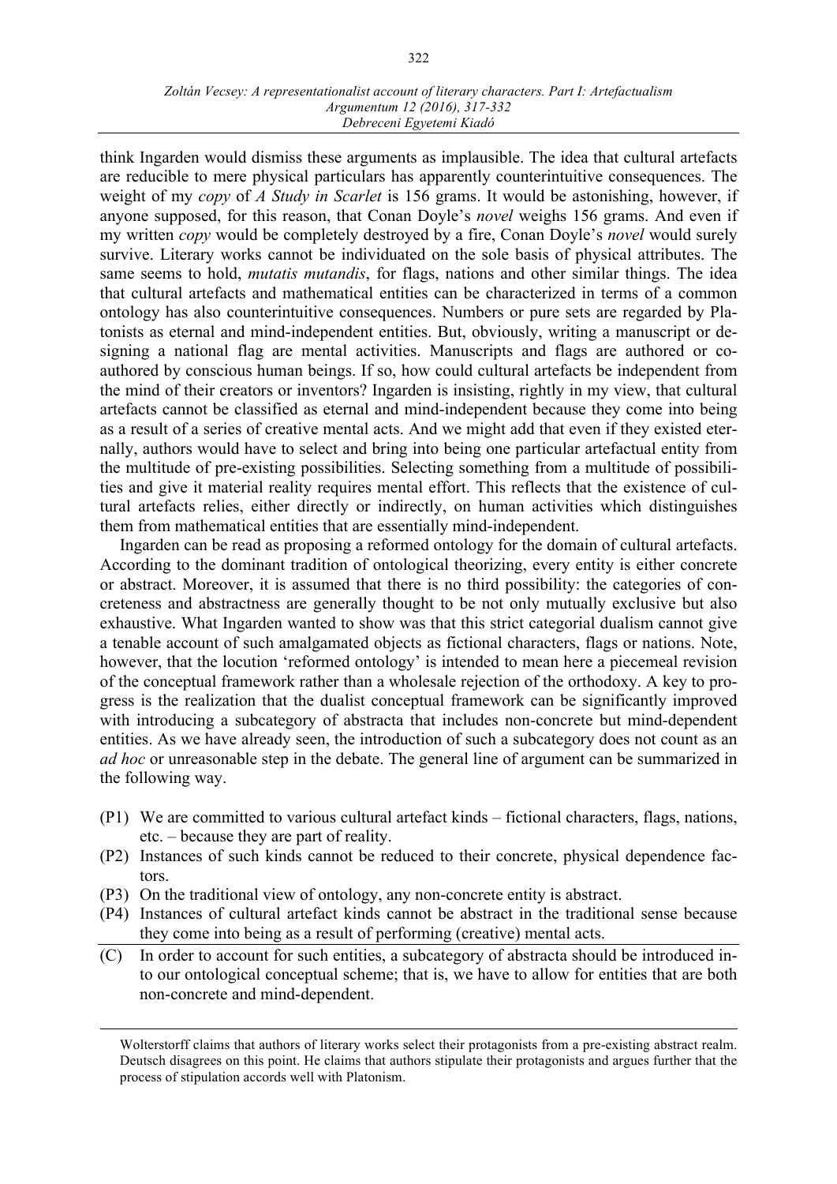think Ingarden would dismiss these arguments as implausible. The idea that cultural artefacts are reducible to mere physical particulars has apparently counterintuitive consequences. The weight of my *copy* of *A Study in Scarlet* is 156 grams. It would be astonishing, however, if anyone supposed, for this reason, that Conan Doyle's *novel* weighs 156 grams. And even if my written *copy* would be completely destroyed by a fire, Conan Doyle's *novel* would surely survive. Literary works cannot be individuated on the sole basis of physical attributes. The same seems to hold, *mutatis mutandis*, for flags, nations and other similar things. The idea that cultural artefacts and mathematical entities can be characterized in terms of a common ontology has also counterintuitive consequences. Numbers or pure sets are regarded by Platonists as eternal and mind-independent entities. But, obviously, writing a manuscript or designing a national flag are mental activities. Manuscripts and flags are authored or co-authored by conscious human beings. If so, how could cultural artefacts be independent from the mind of their creators or inventors? Ingarden is insisting, rightly in my view, that cultural artefacts cannot be classified as eternal and mind-independent because they come into being as a result of a series of creative mental acts. And we might add that even if they existed eternally, authors would have to select and bring into being one particular artefactual entity from the multitude of pre-existing possibilities. Selecting something from a multitude of possibilities and give it material reality requires mental effort. This reflects that the existence of cultural artefacts relies, either directly or indirectly, on human activities which distinguishes them from mathematical entities that are essentially mind-independent.

Ingarden can be read as proposing a reformed ontology for the domain of cultural artefacts. According to the dominant tradition of ontological theorizing, every entity is either concrete or abstract. Moreover, it is assumed that there is no third possibility: the categories of concreteness and abstractness are generally thought to be not only mutually exclusive but also exhaustive. What Ingarden wanted to show was that this strict categorial dualism cannot give a tenable account of such amalgamated objects as fictional characters, flags or nations. Note, however, that the locution 'reformed ontology' is intended to mean here a piecemeal revision of the conceptual framework rather than a wholesale rejection of the orthodoxy. A key to progress is the realization that the dualist conceptual framework can be significantly improved with introducing a subcategory of abstracta that includes non-concrete but mind-dependent entities. As we have already seen, the introduction of such a subcategory does not count as an *ad hoc* or unreasonable step in the debate. The general line of argument can be summarized in the following way.

(P1) We are committed to various cultural artefact kinds – fictional characters, flags, nations, etc. – because they are part of reality.

(P2) Instances of such kinds cannot be reduced to their concrete, physical dependence factors.

(P3) On the traditional view of ontology, any non-concrete entity is abstract.

(P4) Instances of cultural artefact kinds cannot be abstract in the traditional sense because they come into being as a result of performing (creative) mental acts.

---

(C) In order to account for such entities, a subcategory of abstracta should be introduced into our ontological conceptual scheme; that is, we have to allow for entities that are both non-concrete and mind-dependent.

---

Wolterstorff claims that authors of literary works select their protagonists from a pre-existing abstract realm. Deutsch disagrees on this point. He claims that authors stipulate their protagonists and argues further that the process of stipulation accords well with Platonism.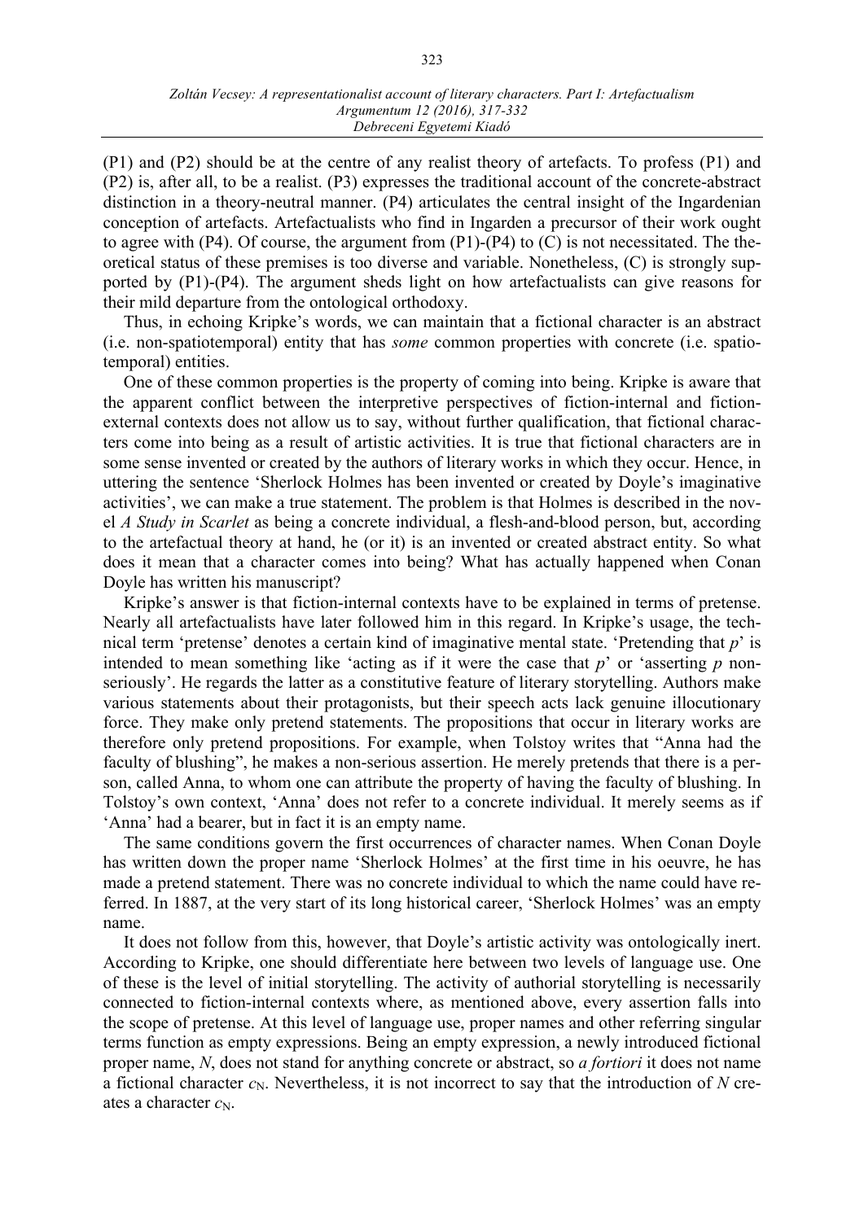(P1) and (P2) should be at the centre of any realist theory of artefacts. To profess (P1) and (P2) is, after all, to be a realist. (P3) expresses the traditional account of the concrete-abstract distinction in a theory-neutral manner. (P4) articulates the central insight of the Ingardenian conception of artefacts. Artefactualists who find in Ingarden a precursor of their work ought to agree with (P4). Of course, the argument from (P1)-(P4) to (C) is not necessitated. The theoretical status of these premises is too diverse and variable. Nonetheless, (C) is strongly supported by (P1)-(P4). The argument sheds light on how artefactualists can give reasons for their mild departure from the ontological orthodoxy.

Thus, in echoing Kripke's words, we can maintain that a fictional character is an abstract (i.e. non-spatiotemporal) entity that has *some* common properties with concrete (i.e. spatiotemporal) entities.

One of these common properties is the property of coming into being. Kripke is aware that the apparent conflict between the interpretive perspectives of fiction-internal and fiction-external contexts does not allow us to say, without further qualification, that fictional characters come into being as a result of artistic activities. It is true that fictional characters are in some sense invented or created by the authors of literary works in which they occur. Hence, in uttering the sentence 'Sherlock Holmes has been invented or created by Doyle's imaginative activities', we can make a true statement. The problem is that Holmes is described in the novel *A Study in Scarlet* as being a concrete individual, a flesh-and-blood person, but, according to the artefactual theory at hand, he (or it) is an invented or created abstract entity. So what does it mean that a character comes into being? What has actually happened when Conan Doyle has written his manuscript?

Kripke's answer is that fiction-internal contexts have to be explained in terms of pretense. Nearly all artefactualists have later followed him in this regard. In Kripke's usage, the technical term 'pretense' denotes a certain kind of imaginative mental state. 'Pretending that *p*' is intended to mean something like 'acting as if it were the case that *p*' or 'asserting *p* non-seriously'. He regards the latter as a constitutive feature of literary storytelling. Authors make various statements about their protagonists, but their speech acts lack genuine illocutionary force. They make only pretend statements. The propositions that occur in literary works are therefore only pretend propositions. For example, when Tolstoy writes that "Anna had the faculty of blushing", he makes a non-serious assertion. He merely pretends that there is a person, called Anna, to whom one can attribute the property of having the faculty of blushing. In Tolstoy's own context, 'Anna' does not refer to a concrete individual. It merely seems as if 'Anna' had a bearer, but in fact it is an empty name.

The same conditions govern the first occurrences of character names. When Conan Doyle has written down the proper name 'Sherlock Holmes' at the first time in his oeuvre, he has made a pretend statement. There was no concrete individual to which the name could have referred. In 1887, at the very start of its long historical career, 'Sherlock Holmes' was an empty name.

It does not follow from this, however, that Doyle's artistic activity was ontologically inert. According to Kripke, one should differentiate here between two levels of language use. One of these is the level of initial storytelling. The activity of authorial storytelling is necessarily connected to fiction-internal contexts where, as mentioned above, every assertion falls into the scope of pretense. At this level of language use, proper names and other referring singular terms function as empty expressions. Being an empty expression, a newly introduced fictional proper name, $N$, does not stand for anything concrete or abstract, so *a fortiori* it does not name a fictional character $c_N$. Nevertheless, it is not incorrect to say that the introduction of $N$ creates a character $c_N$.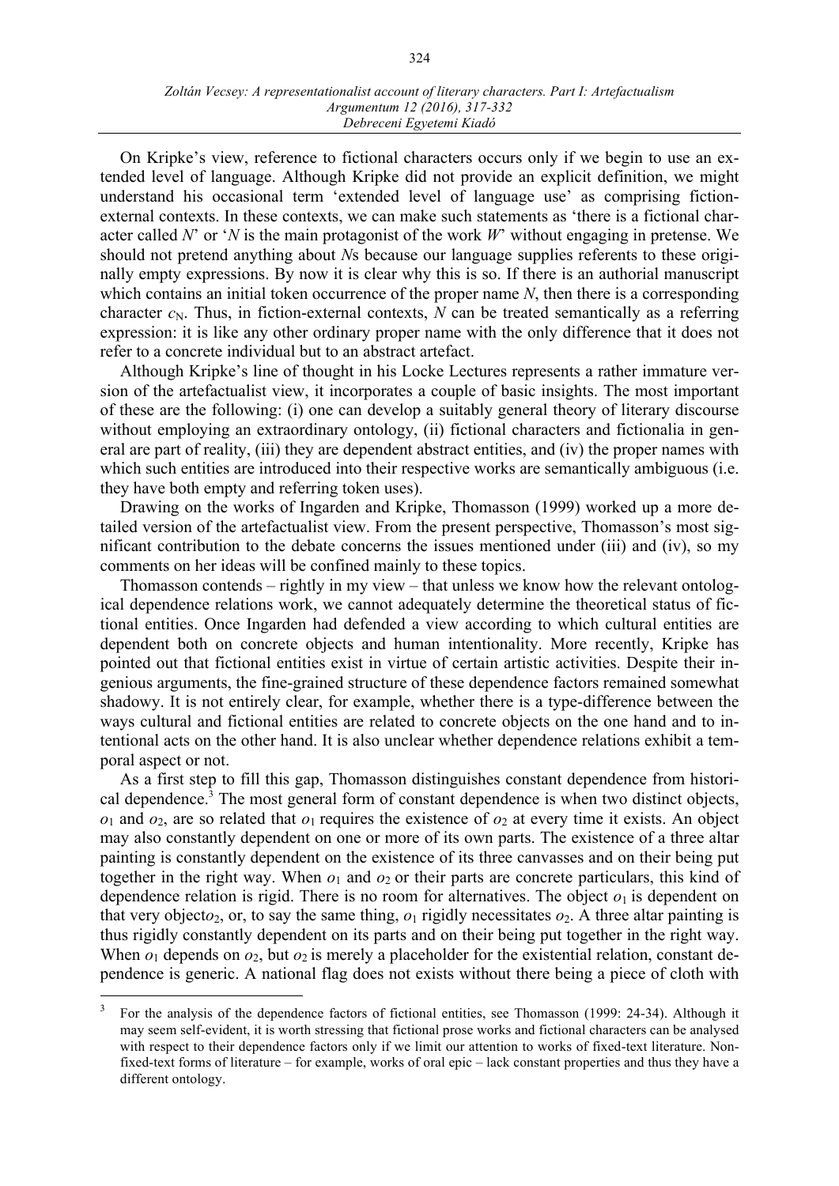On Kripke's view, reference to fictional characters occurs only if we begin to use an extended level of language. Although Kripke did not provide an explicit definition, we might understand his occasional term 'extended level of language use' as comprising fiction-external contexts. In these contexts, we can make such statements as 'there is a fictional character called *N*' or '*N* is the main protagonist of the work *W*' without engaging in pretense. We should not pretend anything about *N*s because our language supplies referents to these originally empty expressions. By now it is clear why this is so. If there is an authorial manuscript which contains an initial token occurrence of the proper name *N*, then there is a corresponding character $c_N$. Thus, in fiction-external contexts, *N* can be treated semantically as a referring expression: it is like any other ordinary proper name with the only difference that it does not refer to a concrete individual but to an abstract artefact.

Although Kripke's line of thought in his Locke Lectures represents a rather immature version of the artefactualist view, it incorporates a couple of basic insights. The most important of these are the following: (i) one can develop a suitably general theory of literary discourse without employing an extraordinary ontology, (ii) fictional characters and fictionalia in general are part of reality, (iii) they are dependent abstract entities, and (iv) the proper names with which such entities are introduced into their respective works are semantically ambiguous (i.e. they have both empty and referring token uses).

Drawing on the works of Ingarden and Kripke, Thomasson (1999) worked up a more detailed version of the artefactualist view. From the present perspective, Thomasson's most significant contribution to the debate concerns the issues mentioned under (iii) and (iv), so my comments on her ideas will be confined mainly to these topics.

Thomasson contends – rightly in my view – that unless we know how the relevant ontological dependence relations work, we cannot adequately determine the theoretical status of fictional entities. Once Ingarden had defended a view according to which cultural entities are dependent both on concrete objects and human intentionality. More recently, Kripke has pointed out that fictional entities exist in virtue of certain artistic activities. Despite their ingenious arguments, the fine-grained structure of these dependence factors remained somewhat shadowy. It is not entirely clear, for example, whether there is a type-difference between the ways cultural and fictional entities are related to concrete objects on the one hand and to intentional acts on the other hand. It is also unclear whether dependence relations exhibit a temporal aspect or not.

As a first step to fill this gap, Thomasson distinguishes constant dependence from historical dependence.[3] The most general form of constant dependence is when two distinct objects, $o_1$ and $o_2$, are so related that $o_1$ requires the existence of $o_2$ at every time it exists. An object may also constantly dependent on one or more of its own parts. The existence of a three altar painting is constantly dependent on the existence of its three canvasses and on their being put together in the right way. When $o_1$ and $o_2$ or their parts are concrete particulars, this kind of dependence relation is rigid. There is no room for alternatives. The object $o_1$ is dependent on that very object$o_2$, or, to say the same thing, $o_1$ rigidly necessitates $o_2$. A three altar painting is thus rigidly constantly dependent on its parts and on their being put together in the right way. When $o_1$ depends on $o_2$, but $o_2$ is merely a placeholder for the existential relation, constant dependence is generic. A national flag does not exists without there being a piece of cloth with

[3] For the analysis of the dependence factors of fictional entities, see Thomasson (1999: 24-34). Although it may seem self-evident, it is worth stressing that fictional prose works and fictional characters can be analysed with respect to their dependence factors only if we limit our attention to works of fixed-text literature. Non-fixed-text forms of literature – for example, works of oral epic – lack constant properties and thus they have a different ontology.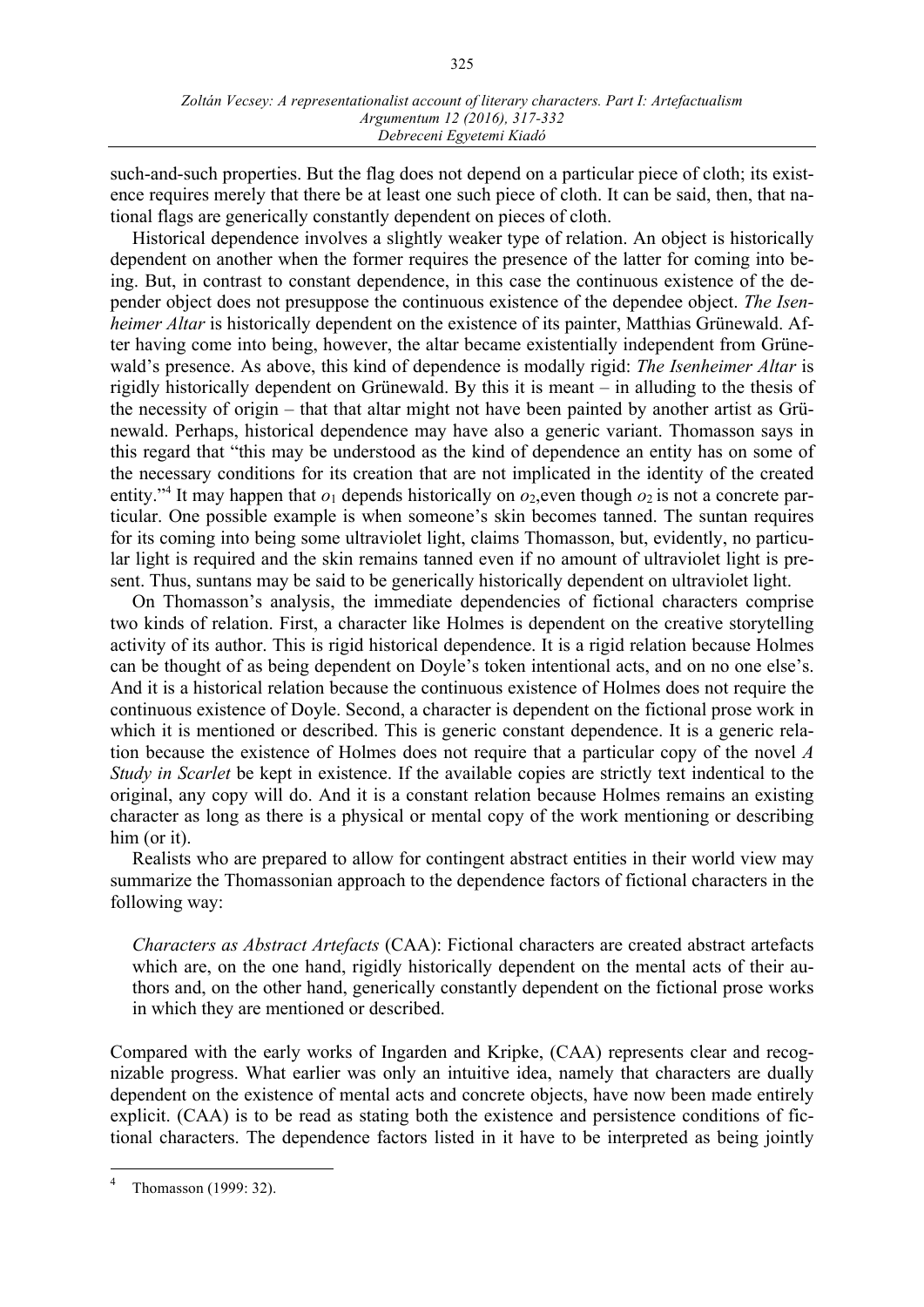such-and-such properties. But the flag does not depend on a particular piece of cloth; its existence requires merely that there be at least one such piece of cloth. It can be said, then, that national flags are generically constantly dependent on pieces of cloth.

Historical dependence involves a slightly weaker type of relation. An object is historically dependent on another when the former requires the presence of the latter for coming into being. But, in contrast to constant dependence, in this case the continuous existence of the depender object does not presuppose the continuous existence of the dependee object. *The Isenheimer Altar* is historically dependent on the existence of its painter, Matthias Grünewald. After having come into being, however, the altar became existentially independent from Grünewald's presence. As above, this kind of dependence is modally rigid: *The Isenheimer Altar* is rigidly historically dependent on Grünewald. By this it is meant – in alluding to the thesis of the necessity of origin – that that altar might not have been painted by another artist as Grünewald. Perhaps, historical dependence may have also a generic variant. Thomasson says in this regard that "this may be understood as the kind of dependence an entity has on some of the necessary conditions for its creation that are not implicated in the identity of the created entity."[4] It may happen that $o_1$ depends historically on $o_2$,even though $o_2$ is not a concrete particular. One possible example is when someone's skin becomes tanned. The suntan requires for its coming into being some ultraviolet light, claims Thomasson, but, evidently, no particular light is required and the skin remains tanned even if no amount of ultraviolet light is present. Thus, suntans may be said to be generically historically dependent on ultraviolet light.

On Thomasson's analysis, the immediate dependencies of fictional characters comprise two kinds of relation. First, a character like Holmes is dependent on the creative storytelling activity of its author. This is rigid historical dependence. It is a rigid relation because Holmes can be thought of as being dependent on Doyle's token intentional acts, and on no one else's. And it is a historical relation because the continuous existence of Holmes does not require the continuous existence of Doyle. Second, a character is dependent on the fictional prose work in which it is mentioned or described. This is generic constant dependence. It is a generic relation because the existence of Holmes does not require that a particular copy of the novel *A Study in Scarlet* be kept in existence. If the available copies are strictly text indentical to the original, any copy will do. And it is a constant relation because Holmes remains an existing character as long as there is a physical or mental copy of the work mentioning or describing him (or it).

Realists who are prepared to allow for contingent abstract entities in their world view may summarize the Thomassonian approach to the dependence factors of fictional characters in the following way:

> *Characters as Abstract Artefacts* (CAA): Fictional characters are created abstract artefacts which are, on the one hand, rigidly historically dependent on the mental acts of their authors and, on the other hand, generically constantly dependent on the fictional prose works in which they are mentioned or described.

Compared with the early works of Ingarden and Kripke, (CAA) represents clear and recognizable progress. What earlier was only an intuitive idea, namely that characters are dually dependent on the existence of mental acts and concrete objects, have now been made entirely explicit. (CAA) is to be read as stating both the existence and persistence conditions of fictional characters. The dependence factors listed in it have to be interpreted as being jointly

[4] Thomasson (1999: 32).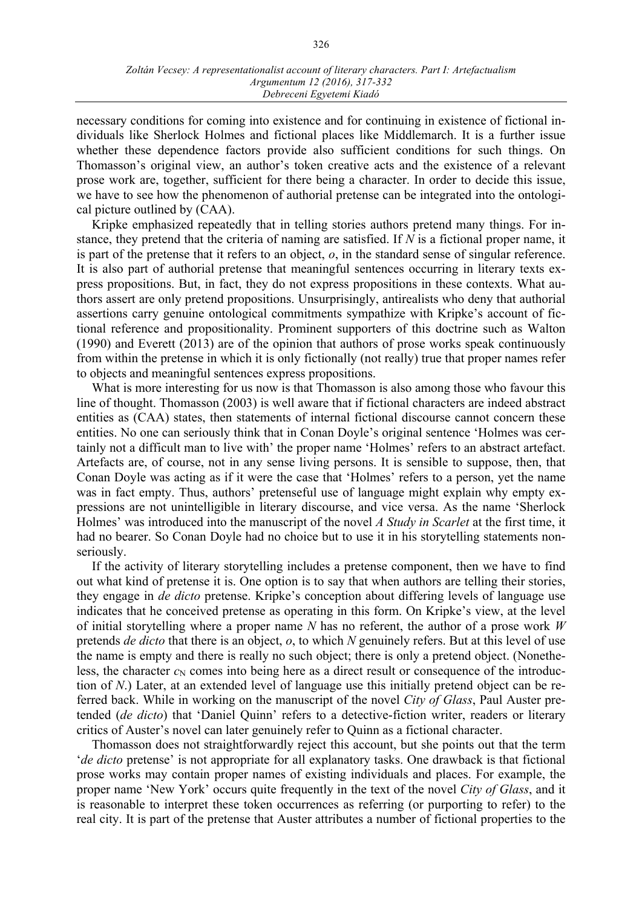necessary conditions for coming into existence and for continuing in existence of fictional individuals like Sherlock Holmes and fictional places like Middlemarch. It is a further issue whether these dependence factors provide also sufficient conditions for such things. On Thomasson's original view, an author's token creative acts and the existence of a relevant prose work are, together, sufficient for there being a character. In order to decide this issue, we have to see how the phenomenon of authorial pretense can be integrated into the ontological picture outlined by (CAA).

Kripke emphasized repeatedly that in telling stories authors pretend many things. For instance, they pretend that the criteria of naming are satisfied. If *N* is a fictional proper name, it is part of the pretense that it refers to an object, *o*, in the standard sense of singular reference. It is also part of authorial pretense that meaningful sentences occurring in literary texts express propositions. But, in fact, they do not express propositions in these contexts. What authors assert are only pretend propositions. Unsurprisingly, antirealists who deny that authorial assertions carry genuine ontological commitments sympathize with Kripke's account of fictional reference and propositionality. Prominent supporters of this doctrine such as Walton (1990) and Everett (2013) are of the opinion that authors of prose works speak continuously from within the pretense in which it is only fictionally (not really) true that proper names refer to objects and meaningful sentences express propositions.

What is more interesting for us now is that Thomasson is also among those who favour this line of thought. Thomasson (2003) is well aware that if fictional characters are indeed abstract entities as (CAA) states, then statements of internal fictional discourse cannot concern these entities. No one can seriously think that in Conan Doyle's original sentence 'Holmes was certainly not a difficult man to live with' the proper name 'Holmes' refers to an abstract artefact. Artefacts are, of course, not in any sense living persons. It is sensible to suppose, then, that Conan Doyle was acting as if it were the case that 'Holmes' refers to a person, yet the name was in fact empty. Thus, authors' pretenseful use of language might explain why empty expressions are not unintelligible in literary discourse, and vice versa. As the name 'Sherlock Holmes' was introduced into the manuscript of the novel *A Study in Scarlet* at the first time, it had no bearer. So Conan Doyle had no choice but to use it in his storytelling statements non-seriously.

If the activity of literary storytelling includes a pretense component, then we have to find out what kind of pretense it is. One option is to say that when authors are telling their stories, they engage in *de dicto* pretense. Kripke's conception about differing levels of language use indicates that he conceived pretense as operating in this form. On Kripke's view, at the level of initial storytelling where a proper name *N* has no referent, the author of a prose work *W* pretends *de dicto* that there is an object, *o*, to which *N* genuinely refers. But at this level of use the name is empty and there is really no such object; there is only a pretend object. (Nonetheless, the character $c_N$ comes into being here as a direct result or consequence of the introduction of *N*.) Later, at an extended level of language use this initially pretend object can be referred back. While in working on the manuscript of the novel *City of Glass*, Paul Auster pretended (*de dicto*) that 'Daniel Quinn' refers to a detective-fiction writer, readers or literary critics of Auster's novel can later genuinely refer to Quinn as a fictional character.

Thomasson does not straightforwardly reject this account, but she points out that the term '*de dicto* pretense' is not appropriate for all explanatory tasks. One drawback is that fictional prose works may contain proper names of existing individuals and places. For example, the proper name 'New York' occurs quite frequently in the text of the novel *City of Glass*, and it is reasonable to interpret these token occurrences as referring (or purporting to refer) to the real city. It is part of the pretense that Auster attributes a number of fictional properties to the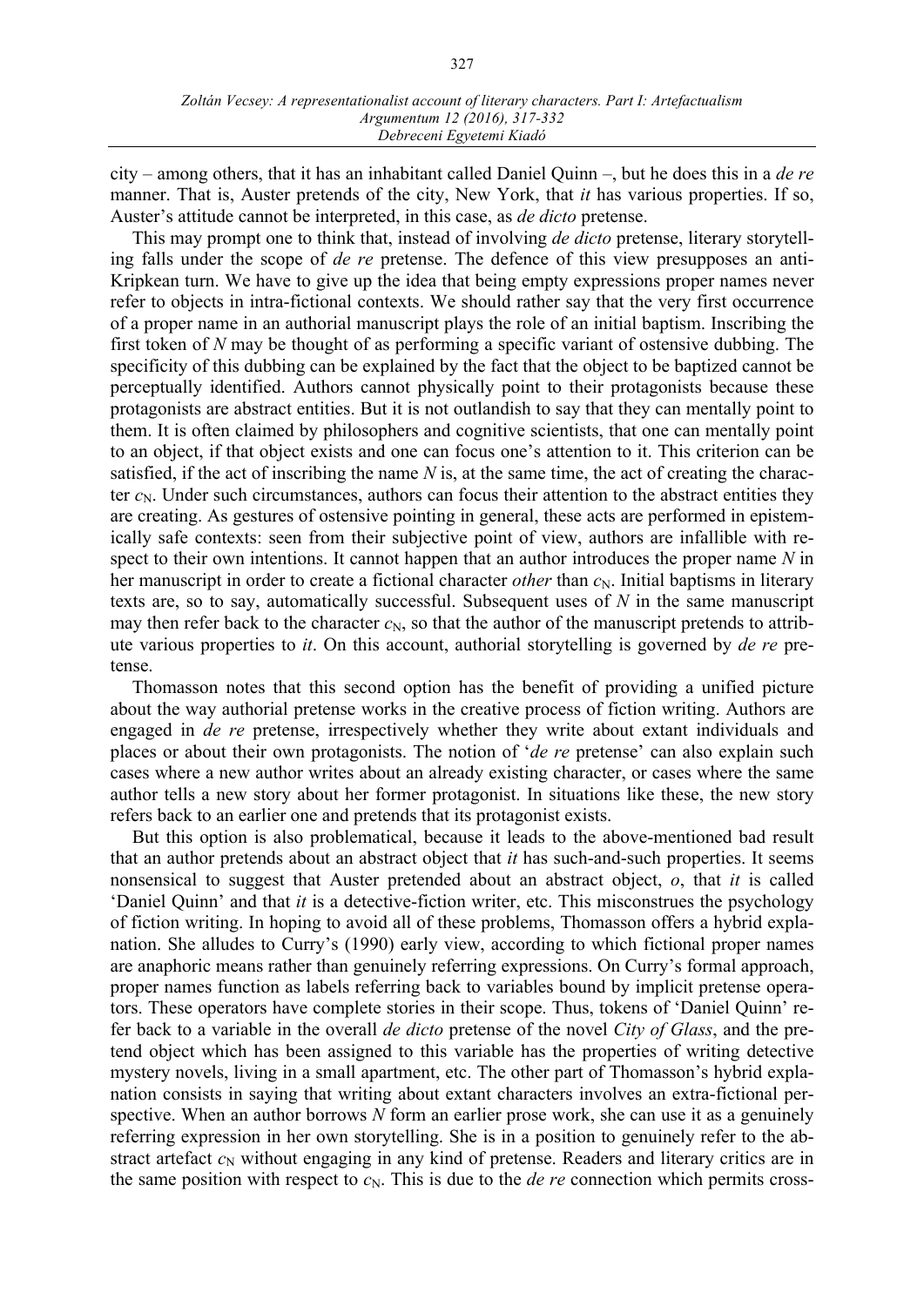city – among others, that it has an inhabitant called Daniel Quinn –, but he does this in a *de re* manner. That is, Auster pretends of the city, New York, that *it* has various properties. If so, Auster's attitude cannot be interpreted, in this case, as *de dicto* pretense.

This may prompt one to think that, instead of involving *de dicto* pretense, literary storytelling falls under the scope of *de re* pretense. The defence of this view presupposes an anti-Kripkean turn. We have to give up the idea that being empty expressions proper names never refer to objects in intra-fictional contexts. We should rather say that the very first occurrence of a proper name in an authorial manuscript plays the role of an initial baptism. Inscribing the first token of *N* may be thought of as performing a specific variant of ostensive dubbing. The specificity of this dubbing can be explained by the fact that the object to be baptized cannot be perceptually identified. Authors cannot physically point to their protagonists because these protagonists are abstract entities. But it is not outlandish to say that they can mentally point to them. It is often claimed by philosophers and cognitive scientists, that one can mentally point to an object, if that object exists and one can focus one's attention to it. This criterion can be satisfied, if the act of inscribing the name *N* is, at the same time, the act of creating the character $c_N$. Under such circumstances, authors can focus their attention to the abstract entities they are creating. As gestures of ostensive pointing in general, these acts are performed in epistemically safe contexts: seen from their subjective point of view, authors are infallible with respect to their own intentions. It cannot happen that an author introduces the proper name *N* in her manuscript in order to create a fictional character *other* than $c_N$. Initial baptisms in literary texts are, so to say, automatically successful. Subsequent uses of *N* in the same manuscript may then refer back to the character $c_N$, so that the author of the manuscript pretends to attribute various properties to *it*. On this account, authorial storytelling is governed by *de re* pretense.

Thomasson notes that this second option has the benefit of providing a unified picture about the way authorial pretense works in the creative process of fiction writing. Authors are engaged in *de re* pretense, irrespectively whether they write about extant individuals and places or about their own protagonists. The notion of '*de re* pretense' can also explain such cases where a new author writes about an already existing character, or cases where the same author tells a new story about her former protagonist. In situations like these, the new story refers back to an earlier one and pretends that its protagonist exists.

But this option is also problematical, because it leads to the above-mentioned bad result that an author pretends about an abstract object that *it* has such-and-such properties. It seems nonsensical to suggest that Auster pretended about an abstract object, *o*, that *it* is called 'Daniel Quinn' and that *it* is a detective-fiction writer, etc. This misconstrues the psychology of fiction writing. In hoping to avoid all of these problems, Thomasson offers a hybrid explanation. She alludes to Curry's (1990) early view, according to which fictional proper names are anaphoric means rather than genuinely referring expressions. On Curry's formal approach, proper names function as labels referring back to variables bound by implicit pretense operators. These operators have complete stories in their scope. Thus, tokens of 'Daniel Quinn' refer back to a variable in the overall *de dicto* pretense of the novel *City of Glass*, and the pretend object which has been assigned to this variable has the properties of writing detective mystery novels, living in a small apartment, etc. The other part of Thomasson's hybrid explanation consists in saying that writing about extant characters involves an extra-fictional perspective. When an author borrows *N* form an earlier prose work, she can use it as a genuinely referring expression in her own storytelling. She is in a position to genuinely refer to the abstract artefact $c_N$ without engaging in any kind of pretense. Readers and literary critics are in the same position with respect to $c_N$. This is due to the *de re* connection which permits cross-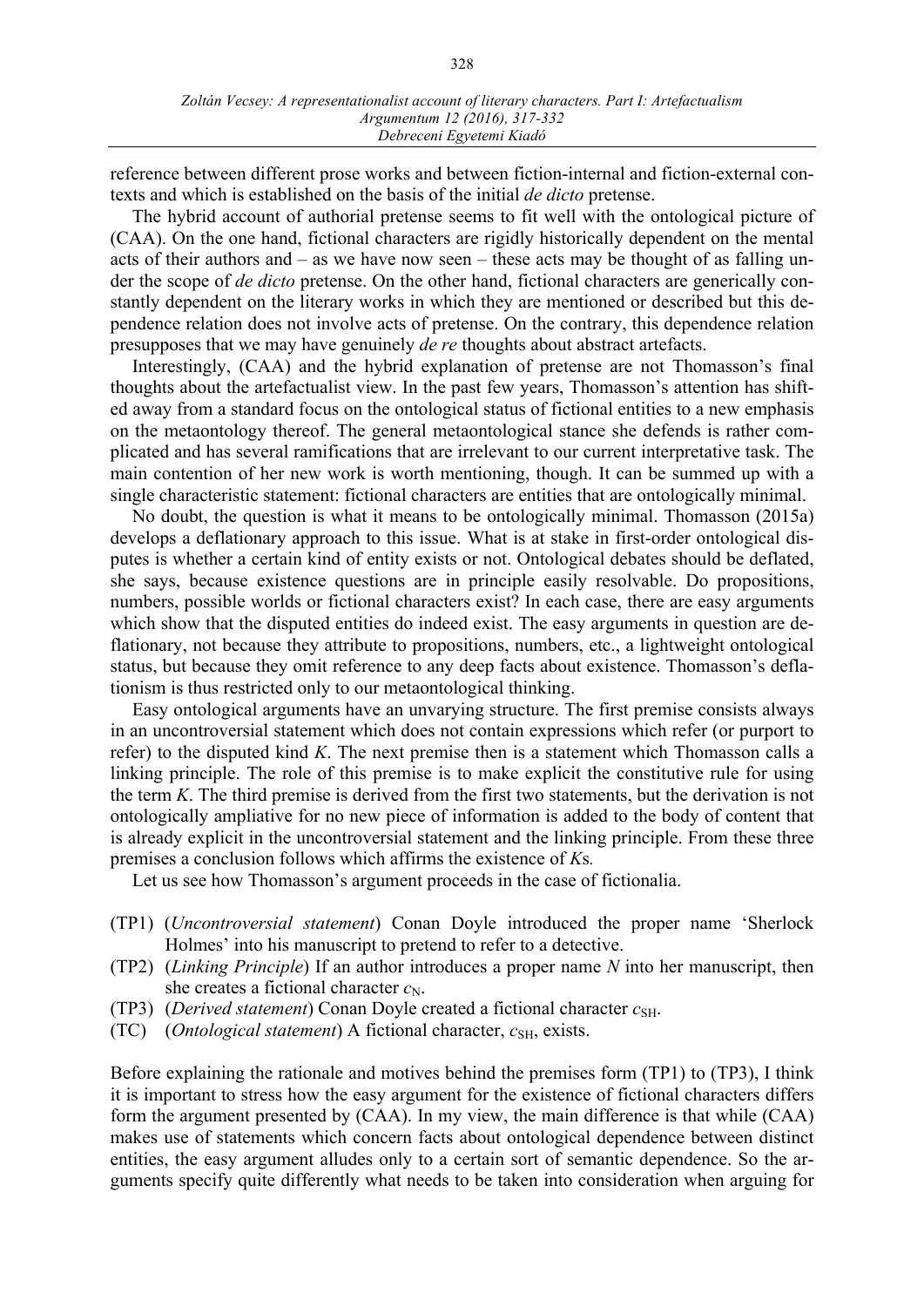reference between different prose works and between fiction-internal and fiction-external contexts and which is established on the basis of the initial *de dicto* pretense.

The hybrid account of authorial pretense seems to fit well with the ontological picture of (CAA). On the one hand, fictional characters are rigidly historically dependent on the mental acts of their authors and – as we have now seen – these acts may be thought of as falling under the scope of *de dicto* pretense. On the other hand, fictional characters are generically constantly dependent on the literary works in which they are mentioned or described but this dependence relation does not involve acts of pretense. On the contrary, this dependence relation presupposes that we may have genuinely *de re* thoughts about abstract artefacts.

Interestingly, (CAA) and the hybrid explanation of pretense are not Thomasson's final thoughts about the artefactualist view. In the past few years, Thomasson's attention has shifted away from a standard focus on the ontological status of fictional entities to a new emphasis on the metaontology thereof. The general metaontological stance she defends is rather complicated and has several ramifications that are irrelevant to our current interpretative task. The main contention of her new work is worth mentioning, though. It can be summed up with a single characteristic statement: fictional characters are entities that are ontologically minimal.

No doubt, the question is what it means to be ontologically minimal. Thomasson (2015a) develops a deflationary approach to this issue. What is at stake in first-order ontological disputes is whether a certain kind of entity exists or not. Ontological debates should be deflated, she says, because existence questions are in principle easily resolvable. Do propositions, numbers, possible worlds or fictional characters exist? In each case, there are easy arguments which show that the disputed entities do indeed exist. The easy arguments in question are deflationary, not because they attribute to propositions, numbers, etc., a lightweight ontological status, but because they omit reference to any deep facts about existence. Thomasson's deflationism is thus restricted only to our metaontological thinking.

Easy ontological arguments have an unvarying structure. The first premise consists always in an uncontroversial statement which does not contain expressions which refer (or purport to refer) to the disputed kind *K*. The next premise then is a statement which Thomasson calls a linking principle. The role of this premise is to make explicit the constitutive rule for using the term *K*. The third premise is derived from the first two statements, but the derivation is not ontologically ampliative for no new piece of information is added to the body of content that is already explicit in the uncontroversial statement and the linking principle. From these three premises a conclusion follows which affirms the existence of *K*s*.*

Let us see how Thomasson's argument proceeds in the case of fictionalia.

- (TP1) (*Uncontroversial statement*) Conan Doyle introduced the proper name 'Sherlock Holmes' into his manuscript to pretend to refer to a detective.
- (TP2) (*Linking Principle*) If an author introduces a proper name *N* into her manuscript, then she creates a fictional character $c_N$.
- (TP3) (*Derived statement*) Conan Doyle created a fictional character $c_{SH}$.
- (TC) (*Ontological statement*) A fictional character, $c_{SH}$, exists.

Before explaining the rationale and motives behind the premises form (TP1) to (TP3), I think it is important to stress how the easy argument for the existence of fictional characters differs form the argument presented by (CAA). In my view, the main difference is that while (CAA) makes use of statements which concern facts about ontological dependence between distinct entities, the easy argument alludes only to a certain sort of semantic dependence. So the arguments specify quite differently what needs to be taken into consideration when arguing for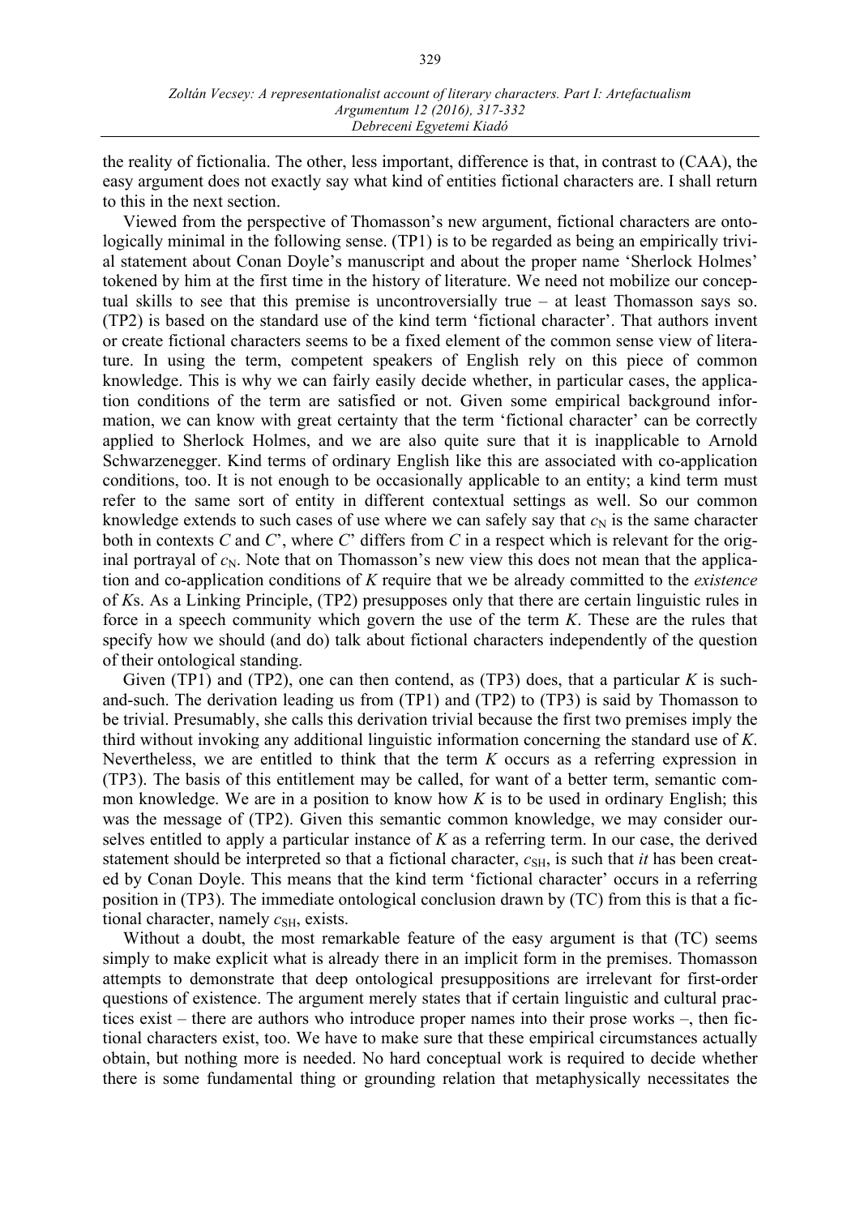the reality of fictionalia. The other, less important, difference is that, in contrast to (CAA), the easy argument does not exactly say what kind of entities fictional characters are. I shall return to this in the next section.

Viewed from the perspective of Thomasson's new argument, fictional characters are ontologically minimal in the following sense. (TP1) is to be regarded as being an empirically trivial statement about Conan Doyle's manuscript and about the proper name 'Sherlock Holmes' tokened by him at the first time in the history of literature. We need not mobilize our conceptual skills to see that this premise is uncontroversially true – at least Thomasson says so. (TP2) is based on the standard use of the kind term 'fictional character'. That authors invent or create fictional characters seems to be a fixed element of the common sense view of literature. In using the term, competent speakers of English rely on this piece of common knowledge. This is why we can fairly easily decide whether, in particular cases, the application conditions of the term are satisfied or not. Given some empirical background information, we can know with great certainty that the term 'fictional character' can be correctly applied to Sherlock Holmes, and we are also quite sure that it is inapplicable to Arnold Schwarzenegger. Kind terms of ordinary English like this are associated with co-application conditions, too. It is not enough to be occasionally applicable to an entity; a kind term must refer to the same sort of entity in different contextual settings as well. So our common knowledge extends to such cases of use where we can safely say that $c_N$ is the same character both in contexts *C* and *C*', where *C*' differs from *C* in a respect which is relevant for the original portrayal of $c_N$. Note that on Thomasson's new view this does not mean that the application and co-application conditions of *K* require that we be already committed to the *existence* of *K*s. As a Linking Principle, (TP2) presupposes only that there are certain linguistic rules in force in a speech community which govern the use of the term *K*. These are the rules that specify how we should (and do) talk about fictional characters independently of the question of their ontological standing.

Given (TP1) and (TP2), one can then contend, as (TP3) does, that a particular *K* is such-and-such. The derivation leading us from (TP1) and (TP2) to (TP3) is said by Thomasson to be trivial. Presumably, she calls this derivation trivial because the first two premises imply the third without invoking any additional linguistic information concerning the standard use of *K*. Nevertheless, we are entitled to think that the term *K* occurs as a referring expression in (TP3). The basis of this entitlement may be called, for want of a better term, semantic common knowledge. We are in a position to know how *K* is to be used in ordinary English; this was the message of (TP2). Given this semantic common knowledge, we may consider ourselves entitled to apply a particular instance of *K* as a referring term. In our case, the derived statement should be interpreted so that a fictional character, $c_{SH}$, is such that *it* has been created by Conan Doyle. This means that the kind term 'fictional character' occurs in a referring position in (TP3). The immediate ontological conclusion drawn by (TC) from this is that a fictional character, namely $c_{SH}$, exists.

Without a doubt, the most remarkable feature of the easy argument is that (TC) seems simply to make explicit what is already there in an implicit form in the premises. Thomasson attempts to demonstrate that deep ontological presuppositions are irrelevant for first-order questions of existence. The argument merely states that if certain linguistic and cultural practices exist – there are authors who introduce proper names into their prose works –, then fictional characters exist, too. We have to make sure that these empirical circumstances actually obtain, but nothing more is needed. No hard conceptual work is required to decide whether there is some fundamental thing or grounding relation that metaphysically necessitates the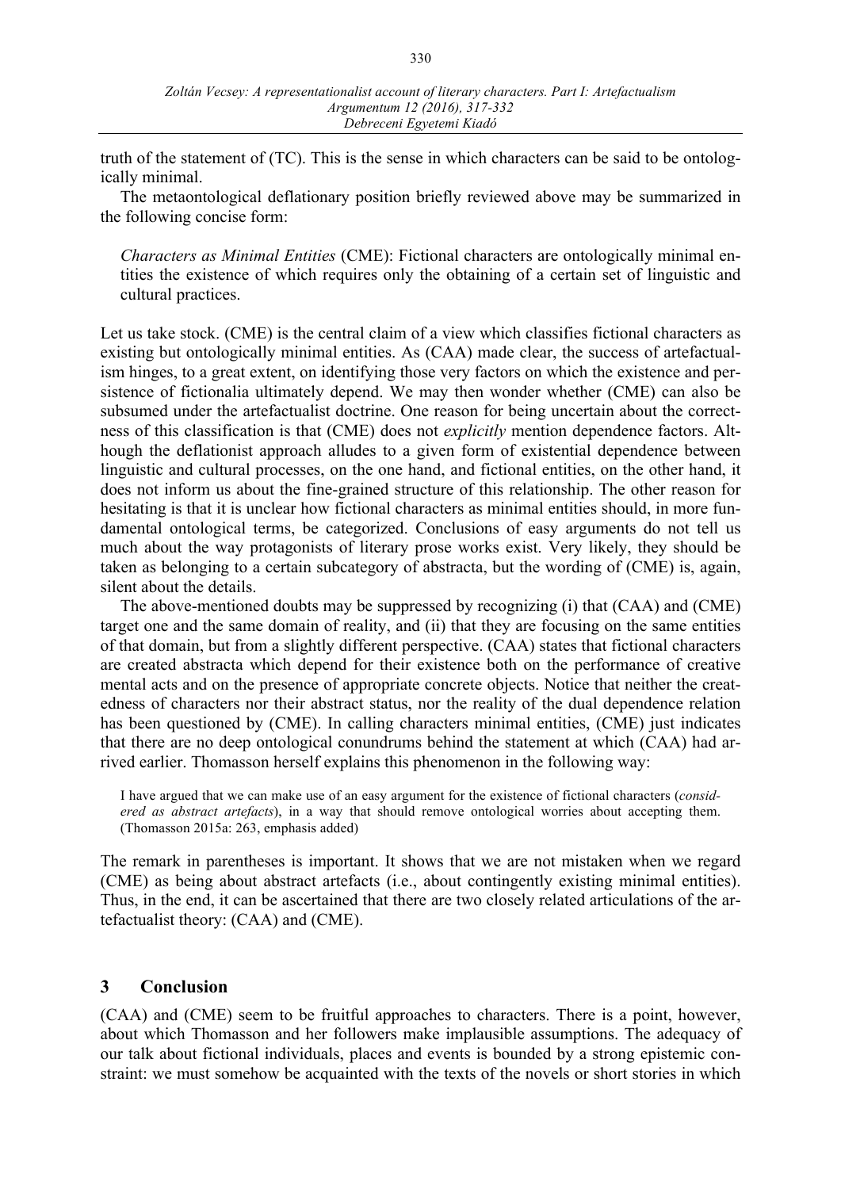truth of the statement of (TC). This is the sense in which characters can be said to be ontologically minimal.

The metaontological deflationary position briefly reviewed above may be summarized in the following concise form:

> *Characters as Minimal Entities* (CME): Fictional characters are ontologically minimal entities the existence of which requires only the obtaining of a certain set of linguistic and cultural practices.

Let us take stock. (CME) is the central claim of a view which classifies fictional characters as existing but ontologically minimal entities. As (CAA) made clear, the success of artefactualism hinges, to a great extent, on identifying those very factors on which the existence and persistence of fictionalia ultimately depend. We may then wonder whether (CME) can also be subsumed under the artefactualist doctrine. One reason for being uncertain about the correctness of this classification is that (CME) does not *explicitly* mention dependence factors. Although the deflationist approach alludes to a given form of existential dependence between linguistic and cultural processes, on the one hand, and fictional entities, on the other hand, it does not inform us about the fine-grained structure of this relationship. The other reason for hesitating is that it is unclear how fictional characters as minimal entities should, in more fundamental ontological terms, be categorized. Conclusions of easy arguments do not tell us much about the way protagonists of literary prose works exist. Very likely, they should be taken as belonging to a certain subcategory of abstracta, but the wording of (CME) is, again, silent about the details.

The above-mentioned doubts may be suppressed by recognizing (i) that (CAA) and (CME) target one and the same domain of reality, and (ii) that they are focusing on the same entities of that domain, but from a slightly different perspective. (CAA) states that fictional characters are created abstracta which depend for their existence both on the performance of creative mental acts and on the presence of appropriate concrete objects. Notice that neither the createdness of characters nor their abstract status, nor the reality of the dual dependence relation has been questioned by (CME). In calling characters minimal entities, (CME) just indicates that there are no deep ontological conundrums behind the statement at which (CAA) had arrived earlier. Thomasson herself explains this phenomenon in the following way:

> I have argued that we can make use of an easy argument for the existence of fictional characters (*considered as abstract artefacts*), in a way that should remove ontological worries about accepting them. (Thomasson 2015a: 263, emphasis added)

The remark in parentheses is important. It shows that we are not mistaken when we regard (CME) as being about abstract artefacts (i.e., about contingently existing minimal entities). Thus, in the end, it can be ascertained that there are two closely related articulations of the artefactualist theory: (CAA) and (CME).

## 3 Conclusion

(CAA) and (CME) seem to be fruitful approaches to characters. There is a point, however, about which Thomasson and her followers make implausible assumptions. The adequacy of our talk about fictional individuals, places and events is bounded by a strong epistemic constraint: we must somehow be acquainted with the texts of the novels or short stories in which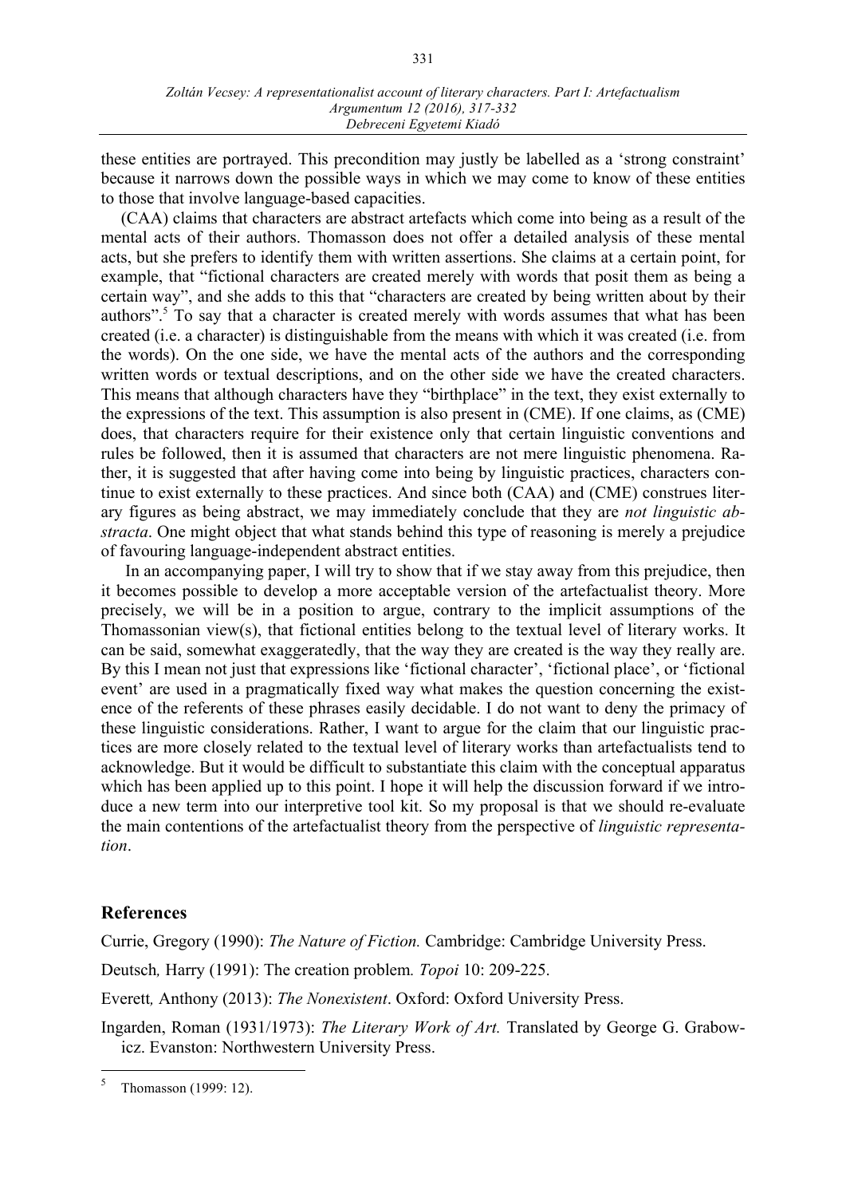these entities are portrayed. This precondition may justly be labelled as a 'strong constraint' because it narrows down the possible ways in which we may come to know of these entities to those that involve language-based capacities.

(CAA) claims that characters are abstract artefacts which come into being as a result of the mental acts of their authors. Thomasson does not offer a detailed analysis of these mental acts, but she prefers to identify them with written assertions. She claims at a certain point, for example, that "fictional characters are created merely with words that posit them as being a certain way", and she adds to this that "characters are created by being written about by their authors".[5] To say that a character is created merely with words assumes that what has been created (i.e. a character) is distinguishable from the means with which it was created (i.e. from the words). On the one side, we have the mental acts of the authors and the corresponding written words or textual descriptions, and on the other side we have the created characters. This means that although characters have they "birthplace" in the text, they exist externally to the expressions of the text. This assumption is also present in (CME). If one claims, as (CME) does, that characters require for their existence only that certain linguistic conventions and rules be followed, then it is assumed that characters are not mere linguistic phenomena. Rather, it is suggested that after having come into being by linguistic practices, characters continue to exist externally to these practices. And since both (CAA) and (CME) construes literary figures as being abstract, we may immediately conclude that they are *not linguistic abstracta*. One might object that what stands behind this type of reasoning is merely a prejudice of favouring language-independent abstract entities.

In an accompanying paper, I will try to show that if we stay away from this prejudice, then it becomes possible to develop a more acceptable version of the artefactualist theory. More precisely, we will be in a position to argue, contrary to the implicit assumptions of the Thomassonian view(s), that fictional entities belong to the textual level of literary works. It can be said, somewhat exaggeratedly, that the way they are created is the way they really are. By this I mean not just that expressions like 'fictional character', 'fictional place', or 'fictional event' are used in a pragmatically fixed way what makes the question concerning the existence of the referents of these phrases easily decidable. I do not want to deny the primacy of these linguistic considerations. Rather, I want to argue for the claim that our linguistic practices are more closely related to the textual level of literary works than artefactualists tend to acknowledge. But it would be difficult to substantiate this claim with the conceptual apparatus which has been applied up to this point. I hope it will help the discussion forward if we introduce a new term into our interpretive tool kit. So my proposal is that we should re-evaluate the main contentions of the artefactualist theory from the perspective of *linguistic representation*.

## References

Currie, Gregory (1990): *The Nature of Fiction.* Cambridge: Cambridge University Press.

Deutsch, Harry (1991): The creation problem. *Topoi* 10: 209-225.

Everett, Anthony (2013): *The Nonexistent*. Oxford: Oxford University Press.

Ingarden, Roman (1931/1973): *The Literary Work of Art.* Translated by George G. Grabowicz. Evanston: Northwestern University Press.

---

[5] Thomasson (1999: 12).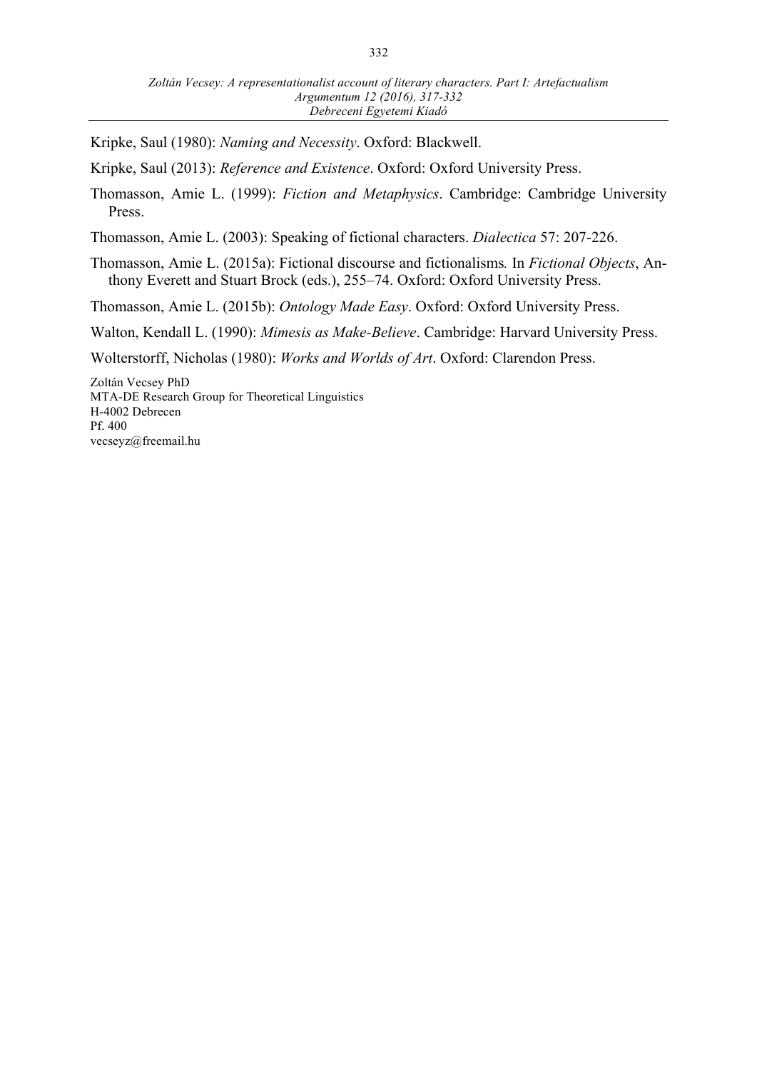Kripke, Saul (1980): *Naming and Necessity*. Oxford: Blackwell.

Kripke, Saul (2013): *Reference and Existence*. Oxford: Oxford University Press.

Thomasson, Amie L. (1999): *Fiction and Metaphysics*. Cambridge: Cambridge University Press.

Thomasson, Amie L. (2003): Speaking of fictional characters. *Dialectica* 57: 207-226.

Thomasson, Amie L. (2015a): Fictional discourse and fictionalisms. In *Fictional Objects*, Anthony Everett and Stuart Brock (eds.), 255–74. Oxford: Oxford University Press.

Thomasson, Amie L. (2015b): *Ontology Made Easy*. Oxford: Oxford University Press.

Walton, Kendall L. (1990): *Mimesis as Make-Believe*. Cambridge: Harvard University Press.

Wolterstorff, Nicholas (1980): *Works and Worlds of Art*. Oxford: Clarendon Press.

Zoltán Vecsey PhD
MTA-DE Research Group for Theoretical Linguistics
H-4002 Debrecen
Pf. 400
vecseyz@freemail.hu